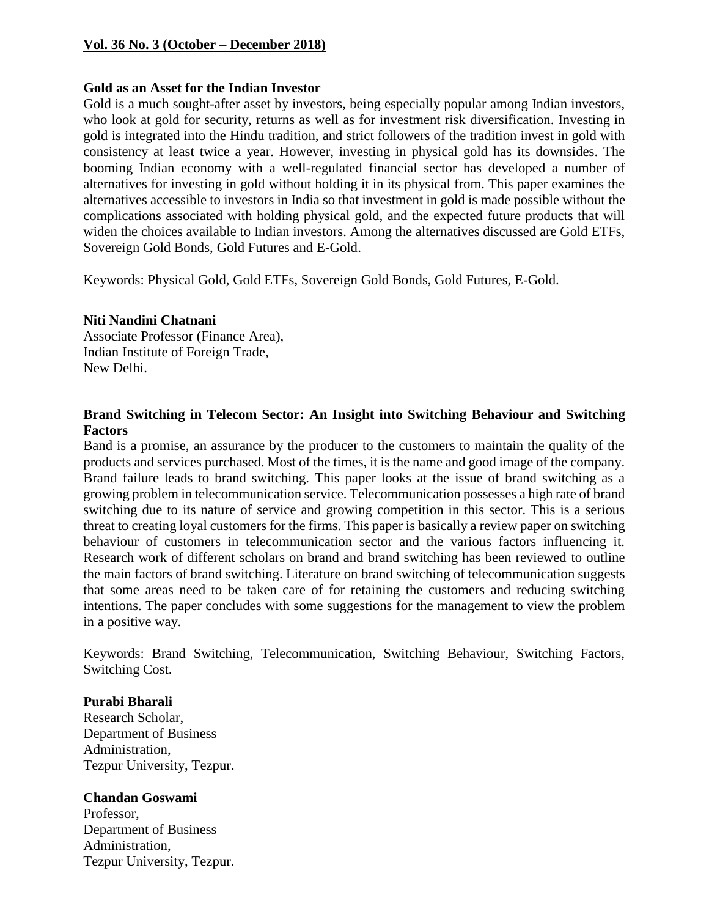**Vol. 36 No. 3 (October – December 2018)**

## Gold as an Asset for the Indian Investor

Gold is a much sought-after asset by investors, being especially popular among Indian investors, who look at gold for security, returns as well as for investment risk diversification. Investing in gold is integrated into the Hindu tradition, and strict followers of the tradition invest in gold with consistency at least twice a year. However, investing in physical gold has its downsides. The booming Indian economy with a well-regulated financial sector has developed a number of alternatives for investing in gold without holding it in its physical from. This paper examines the alternatives accessible to investors in India so that investment in gold is made possible without the complications associated with holding physical gold, and the expected future products that will widen the choices available to Indian investors. Among the alternatives discussed are Gold ETFs, Sovereign Gold Bonds, Gold Futures and E-Gold.

Keywords: Physical Gold, Gold ETFs, Sovereign Gold Bonds, Gold Futures, E-Gold.

**Niti Nandini Chatnani**
Associate Professor (Finance Area),
Indian Institute of Foreign Trade,
New Delhi.

## Brand Switching in Telecom Sector: An Insight into Switching Behaviour and Switching Factors

Band is a promise, an assurance by the producer to the customers to maintain the quality of the products and services purchased. Most of the times, it is the name and good image of the company. Brand failure leads to brand switching. This paper looks at the issue of brand switching as a growing problem in telecommunication service. Telecommunication possesses a high rate of brand switching due to its nature of service and growing competition in this sector. This is a serious threat to creating loyal customers for the firms. This paper is basically a review paper on switching behaviour of customers in telecommunication sector and the various factors influencing it. Research work of different scholars on brand and brand switching has been reviewed to outline the main factors of brand switching. Literature on brand switching of telecommunication suggests that some areas need to be taken care of for retaining the customers and reducing switching intentions. The paper concludes with some suggestions for the management to view the problem in a positive way.

Keywords: Brand Switching, Telecommunication, Switching Behaviour, Switching Factors, Switching Cost.

**Purabi Bharali**
Research Scholar,
Department of Business
Administration,
Tezpur University, Tezpur.

**Chandan Goswami**
Professor,
Department of Business
Administration,
Tezpur University, Tezpur.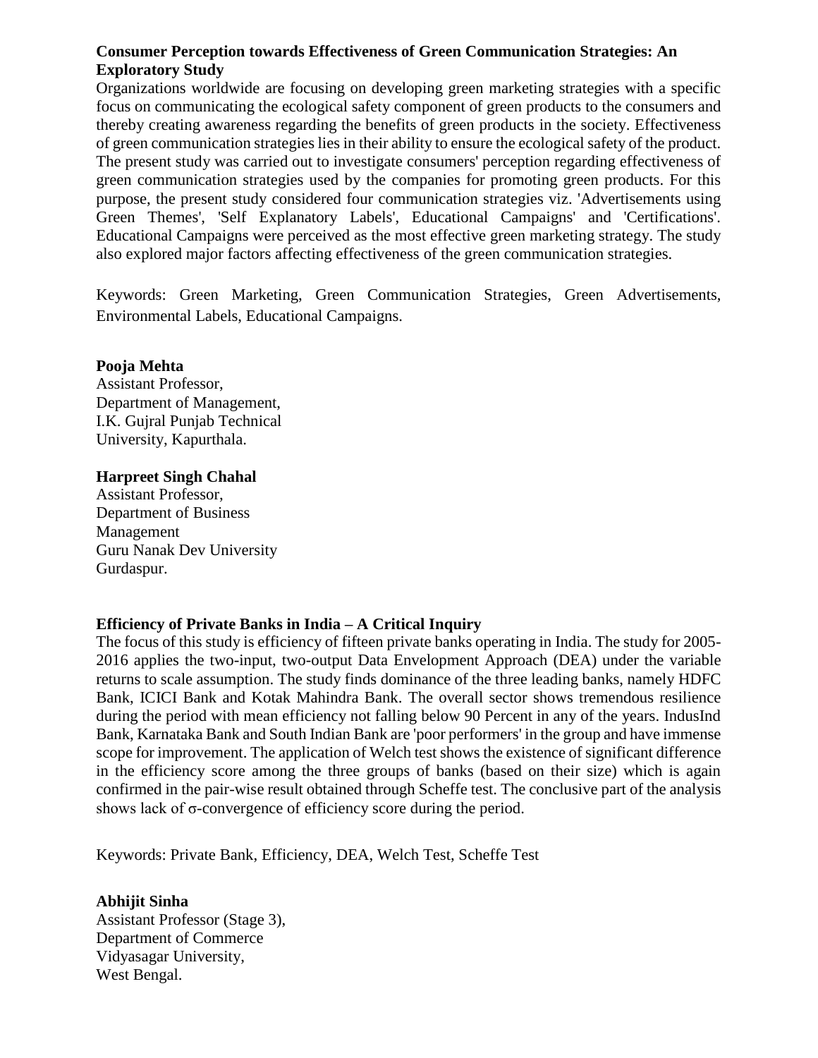**Consumer Perception towards Effectiveness of Green Communication Strategies: An Exploratory Study**

Organizations worldwide are focusing on developing green marketing strategies with a specific focus on communicating the ecological safety component of green products to the consumers and thereby creating awareness regarding the benefits of green products in the society. Effectiveness of green communication strategies lies in their ability to ensure the ecological safety of the product. The present study was carried out to investigate consumers' perception regarding effectiveness of green communication strategies used by the companies for promoting green products. For this purpose, the present study considered four communication strategies viz. 'Advertisements using Green Themes', 'Self Explanatory Labels', Educational Campaigns' and 'Certifications'. Educational Campaigns were perceived as the most effective green marketing strategy. The study also explored major factors affecting effectiveness of the green communication strategies.

Keywords: Green Marketing, Green Communication Strategies, Green Advertisements, Environmental Labels, Educational Campaigns.

**Pooja Mehta**
Assistant Professor,
Department of Management,
I.K. Gujral Punjab Technical
University, Kapurthala.

**Harpreet Singh Chahal**
Assistant Professor,
Department of Business
Management
Guru Nanak Dev University
Gurdaspur.

**Efficiency of Private Banks in India – A Critical Inquiry**

The focus of this study is efficiency of fifteen private banks operating in India. The study for 2005-2016 applies the two-input, two-output Data Envelopment Approach (DEA) under the variable returns to scale assumption. The study finds dominance of the three leading banks, namely HDFC Bank, ICICI Bank and Kotak Mahindra Bank. The overall sector shows tremendous resilience during the period with mean efficiency not falling below 90 Percent in any of the years. IndusInd Bank, Karnataka Bank and South Indian Bank are 'poor performers' in the group and have immense scope for improvement. The application of Welch test shows the existence of significant difference in the efficiency score among the three groups of banks (based on their size) which is again confirmed in the pair-wise result obtained through Scheffe test. The conclusive part of the analysis shows lack of $\sigma$-convergence of efficiency score during the period.

Keywords: Private Bank, Efficiency, DEA, Welch Test, Scheffe Test

**Abhijit Sinha**
Assistant Professor (Stage 3),
Department of Commerce
Vidyasagar University,
West Bengal.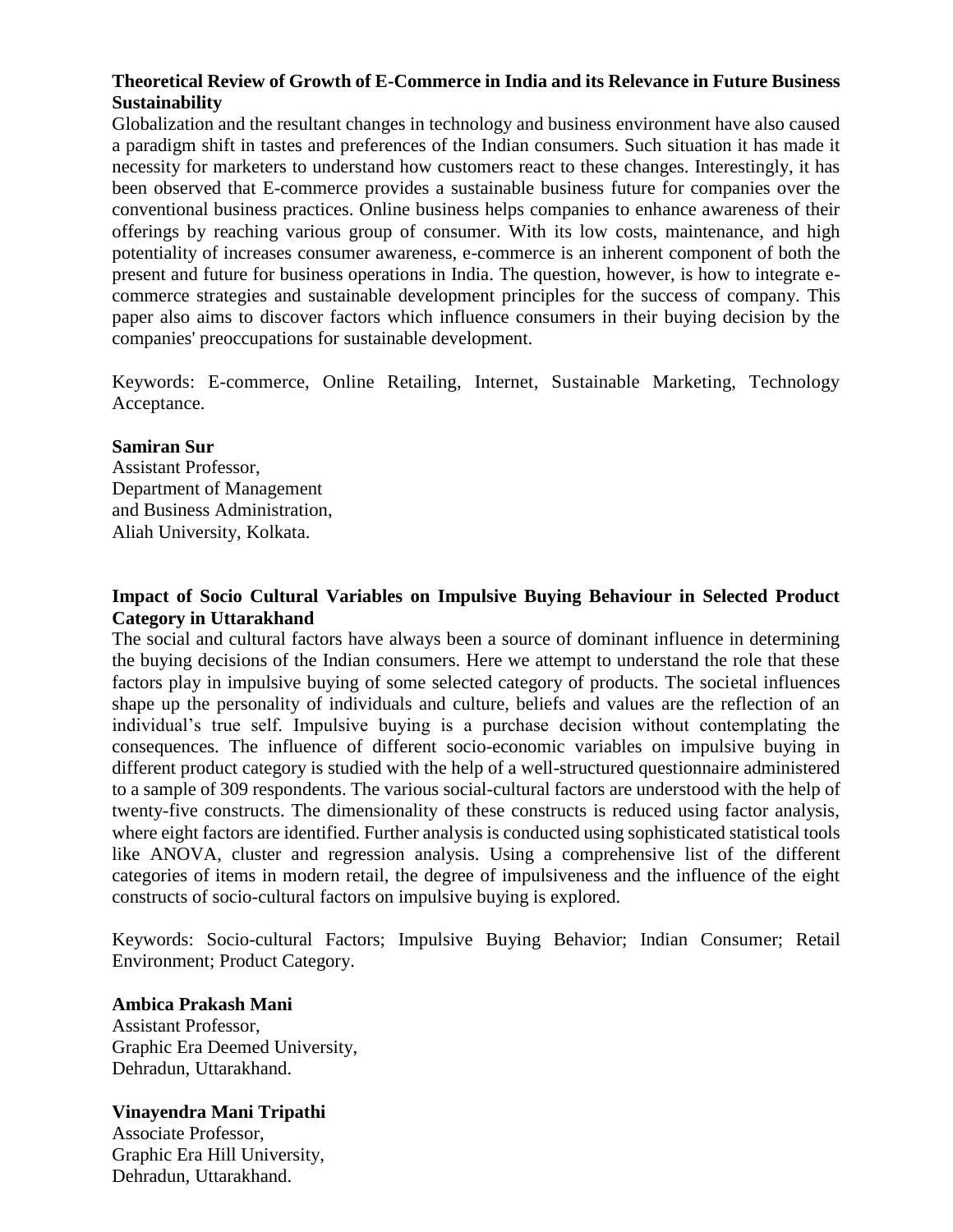### Theoretical Review of Growth of E-Commerce in India and its Relevance in Future Business Sustainability

Globalization and the resultant changes in technology and business environment have also caused a paradigm shift in tastes and preferences of the Indian consumers. Such situation it has made it necessity for marketers to understand how customers react to these changes. Interestingly, it has been observed that E-commerce provides a sustainable business future for companies over the conventional business practices. Online business helps companies to enhance awareness of their offerings by reaching various group of consumer. With its low costs, maintenance, and high potentiality of increases consumer awareness, e-commerce is an inherent component of both the present and future for business operations in India. The question, however, is how to integrate e-commerce strategies and sustainable development principles for the success of company. This paper also aims to discover factors which influence consumers in their buying decision by the companies' preoccupations for sustainable development.

Keywords: E-commerce, Online Retailing, Internet, Sustainable Marketing, Technology Acceptance.

**Samiran Sur**
Assistant Professor,
Department of Management
and Business Administration,
Aliah University, Kolkata.

### Impact of Socio Cultural Variables on Impulsive Buying Behaviour in Selected Product Category in Uttarakhand

The social and cultural factors have always been a source of dominant influence in determining the buying decisions of the Indian consumers. Here we attempt to understand the role that these factors play in impulsive buying of some selected category of products. The societal influences shape up the personality of individuals and culture, beliefs and values are the reflection of an individual's true self. Impulsive buying is a purchase decision without contemplating the consequences. The influence of different socio-economic variables on impulsive buying in different product category is studied with the help of a well-structured questionnaire administered to a sample of 309 respondents. The various social-cultural factors are understood with the help of twenty-five constructs. The dimensionality of these constructs is reduced using factor analysis, where eight factors are identified. Further analysis is conducted using sophisticated statistical tools like ANOVA, cluster and regression analysis. Using a comprehensive list of the different categories of items in modern retail, the degree of impulsiveness and the influence of the eight constructs of socio-cultural factors on impulsive buying is explored.

Keywords: Socio-cultural Factors; Impulsive Buying Behavior; Indian Consumer; Retail Environment; Product Category.

**Ambica Prakash Mani**
Assistant Professor,
Graphic Era Deemed University,
Dehradun, Uttarakhand.

**Vinayendra Mani Tripathi**
Associate Professor,
Graphic Era Hill University,
Dehradun, Uttarakhand.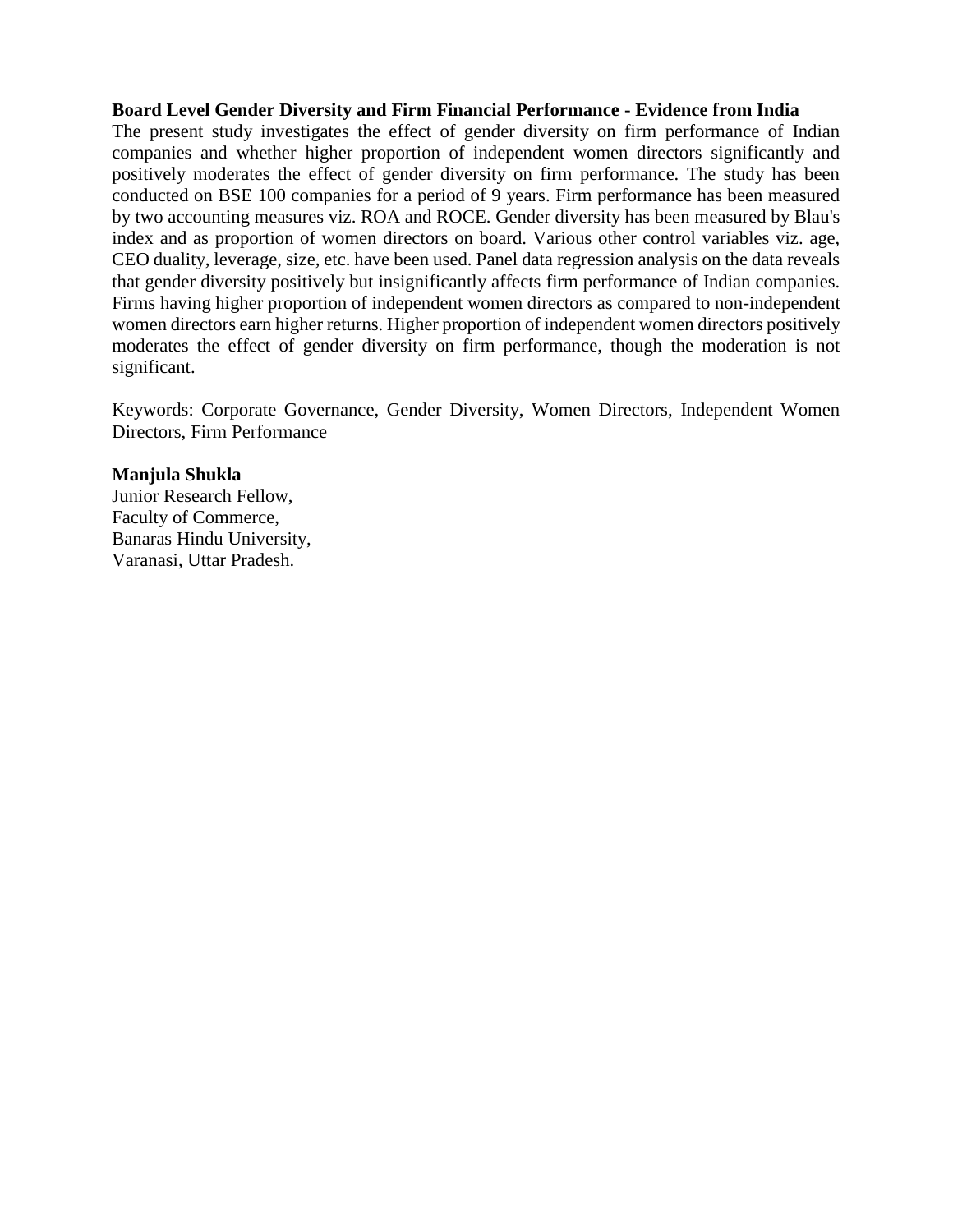**Board Level Gender Diversity and Firm Financial Performance - Evidence from India**

The present study investigates the effect of gender diversity on firm performance of Indian companies and whether higher proportion of independent women directors significantly and positively moderates the effect of gender diversity on firm performance. The study has been conducted on BSE 100 companies for a period of 9 years. Firm performance has been measured by two accounting measures viz. ROA and ROCE. Gender diversity has been measured by Blau's index and as proportion of women directors on board. Various other control variables viz. age, CEO duality, leverage, size, etc. have been used. Panel data regression analysis on the data reveals that gender diversity positively but insignificantly affects firm performance of Indian companies. Firms having higher proportion of independent women directors as compared to non-independent women directors earn higher returns. Higher proportion of independent women directors positively moderates the effect of gender diversity on firm performance, though the moderation is not significant.

Keywords: Corporate Governance, Gender Diversity, Women Directors, Independent Women Directors, Firm Performance

**Manjula Shukla**
Junior Research Fellow,
Faculty of Commerce,
Banaras Hindu University,
Varanasi, Uttar Pradesh.